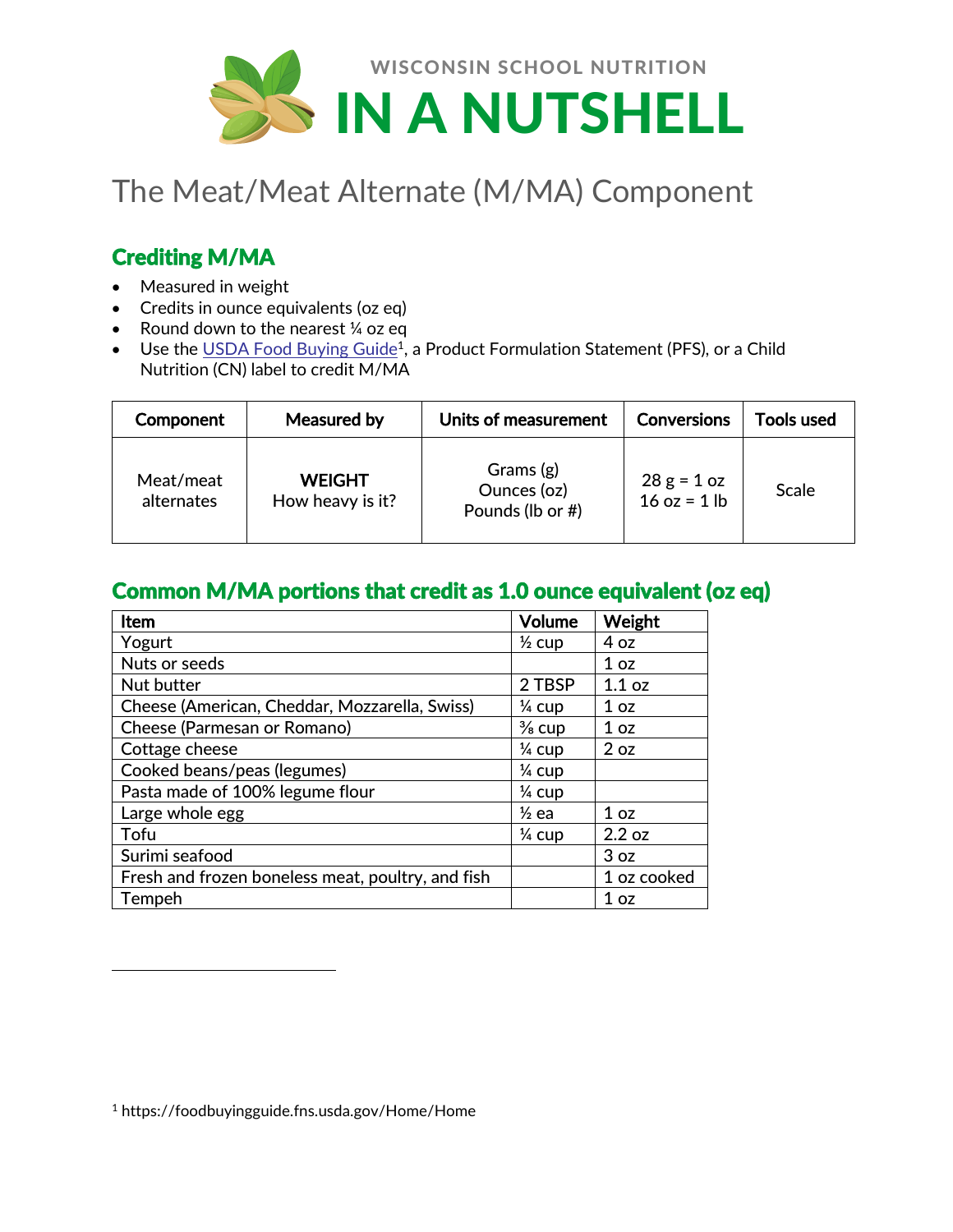WISCONSIN SCHOOL NUTRITION

# IN A NUTSHELL

## The Meat/Meat Alternate (M/MA) Component

### Crediting M/MA

- Measured in weight
- Credits in ounce equivalents (oz eq)
- Round down to the nearest ¼ oz eq
- Use the USDA Food Buying Guide[1], a Product Formulation Statement (PFS), or a Child Nutrition (CN) label to credit M/MA

| Component | Measured by | Units of measurement | Conversions | Tools used |
|---|---|---|---|---|
| Meat/meat alternates | **WEIGHT** How heavy is it? | Grams (g) Ounces (oz) Pounds (lb or #) | 28 g = 1 oz 16 oz = 1 lb | Scale |

### Common M/MA portions that credit as 1.0 ounce equivalent (oz eq)

| Item | Volume | Weight |
|---|---|---|
| Yogurt | ½ cup | 4 oz |
| Nuts or seeds | | 1 oz |
| Nut butter | 2 TBSP | 1.1 oz |
| Cheese (American, Cheddar, Mozzarella, Swiss) | ¼ cup | 1 oz |
| Cheese (Parmesan or Romano) | ⅜ cup | 1 oz |
| Cottage cheese | ¼ cup | 2 oz |
| Cooked beans/peas (legumes) | ¼ cup | |
| Pasta made of 100% legume flour | ¼ cup | |
| Large whole egg | ½ ea | 1 oz |
| Tofu | ¼ cup | 2.2 oz |
| Surimi seafood | | 3 oz |
| Fresh and frozen boneless meat, poultry, and fish | | 1 oz cooked |
| Tempeh | | 1 oz |

[1] https://foodbuyingguide.fns.usda.gov/Home/Home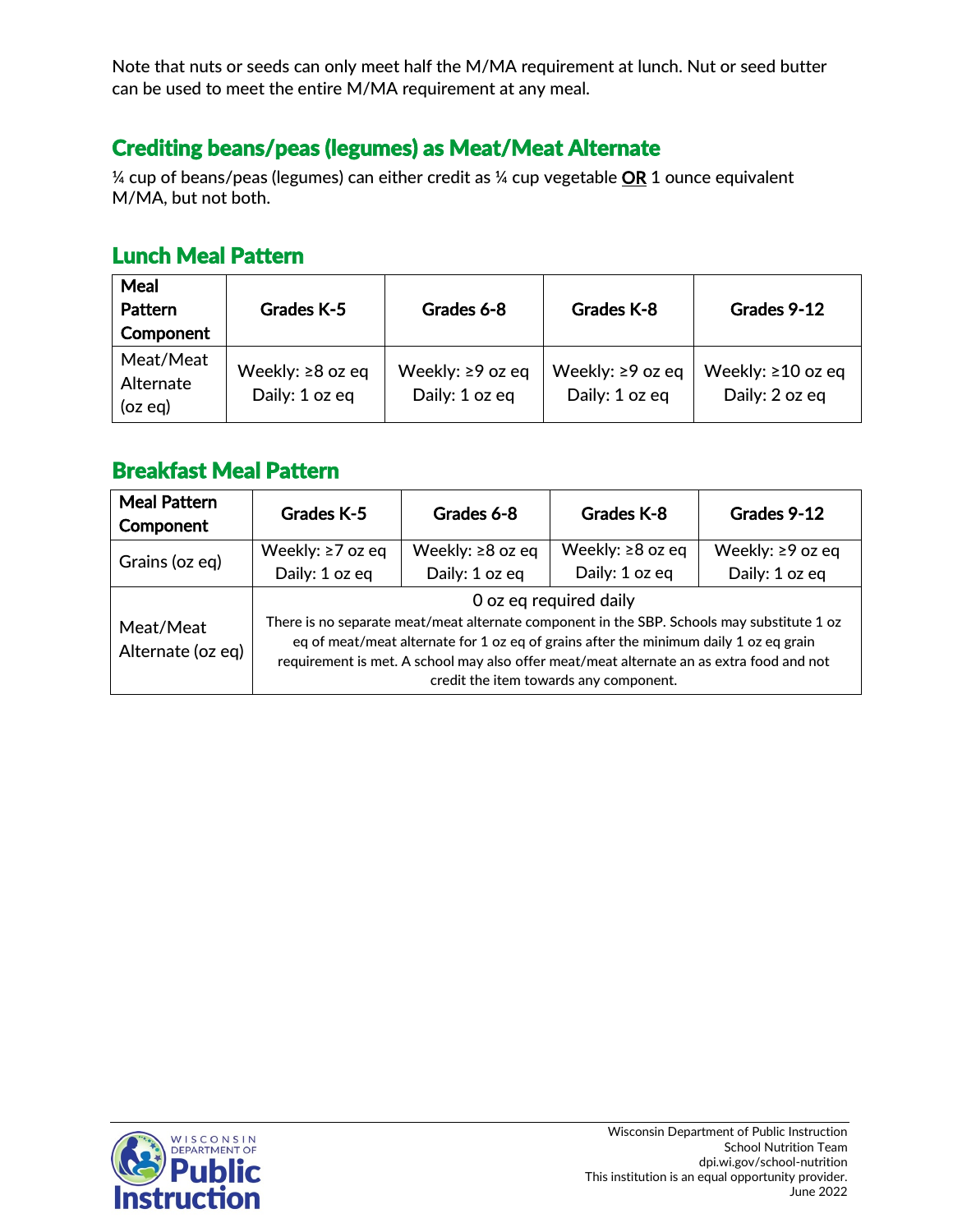Note that nuts or seeds can only meet half the M/MA requirement at lunch. Nut or seed butter can be used to meet the entire M/MA requirement at any meal.

## Crediting beans/peas (legumes) as Meat/Meat Alternate

¼ cup of beans/peas (legumes) can either credit as ¼ cup vegetable **OR** 1 ounce equivalent M/MA, but not both.

## Lunch Meal Pattern

| Meal Pattern Component | Grades K-5 | Grades 6-8 | Grades K-8 | Grades 9-12 |
|---|---|---|---|---|
| Meat/Meat Alternate (oz eq) | Weekly: ≥8 oz eq<br>Daily: 1 oz eq | Weekly: ≥9 oz eq<br>Daily: 1 oz eq | Weekly: ≥9 oz eq<br>Daily: 1 oz eq | Weekly: ≥10 oz eq<br>Daily: 2 oz eq |

## Breakfast Meal Pattern

| Meal Pattern Component | Grades K-5 | Grades 6-8 | Grades K-8 | Grades 9-12 |
|---|---|---|---|---|
| Grains (oz eq) | Weekly: ≥7 oz eq<br>Daily: 1 oz eq | Weekly: ≥8 oz eq<br>Daily: 1 oz eq | Weekly: ≥8 oz eq<br>Daily: 1 oz eq | Weekly: ≥9 oz eq<br>Daily: 1 oz eq |
| Meat/Meat Alternate (oz eq) | 0 oz eq required daily<br>There is no separate meat/meat alternate component in the SBP. Schools may substitute 1 oz eq of meat/meat alternate for 1 oz eq of grains after the minimum daily 1 oz eq grain requirement is met. A school may also offer meat/meat alternate an as extra food and not credit the item towards any component. | | | |

Wisconsin Department of Public Instruction
School Nutrition Team
dpi.wi.gov/school-nutrition
This institution is an equal opportunity provider.
June 2022